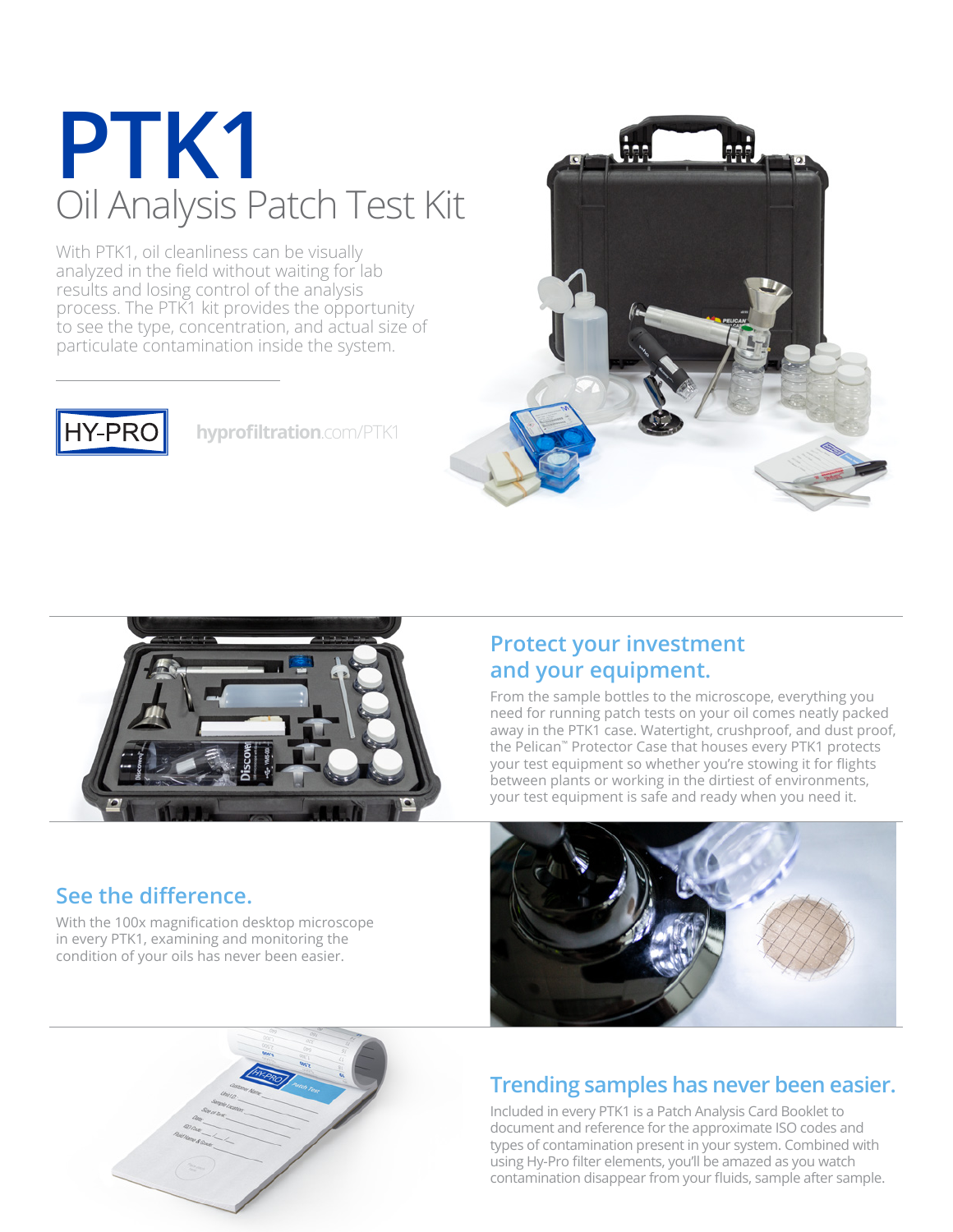# PTK1

## Oil Analysis Patch Test Kit

With PTK1, oil cleanliness can be visually analyzed in the field without waiting for lab results and losing control of the analysis process. The PTK1 kit provides the opportunity to see the type, concentration, and actual size of particulate contamination inside the system.

HY-PRO

**hyprofiltration**.com/PTK1

## Protect your investment and your equipment.

From the sample bottles to the microscope, everything you need for running patch tests on your oil comes neatly packed away in the PTK1 case. Watertight, crushproof, and dust proof, the Pelican™ Protector Case that houses every PTK1 protects your test equipment so whether you're stowing it for flights between plants or working in the dirtiest of environments, your test equipment is safe and ready when you need it.

## See the difference.

With the 100x magnification desktop microscope in every PTK1, examining and monitoring the condition of your oils has never been easier.

## Trending samples has never been easier.

Included in every PTK1 is a Patch Analysis Card Booklet to document and reference for the approximate ISO codes and types of contamination present in your system. Combined with using Hy-Pro filter elements, you'll be amazed as you watch contamination disappear from your fluids, sample after sample.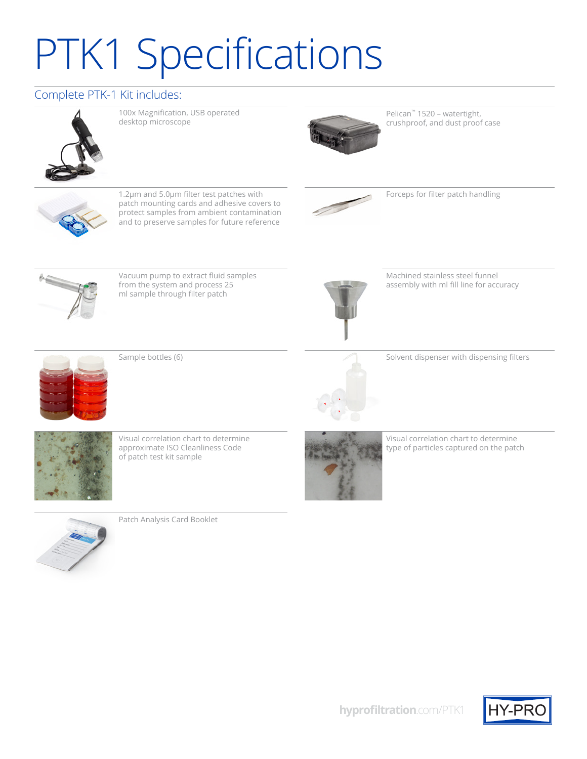# PTK1 Specifications

## Complete PTK-1 Kit includes:

- 100x Magnification, USB operated desktop microscope
- Pelican™ 1520 – watertight, crushproof, and dust proof case
- 1.2µm and 5.0µm filter test patches with patch mounting cards and adhesive covers to protect samples from ambient contamination and to preserve samples for future reference
- Forceps for filter patch handling
- Vacuum pump to extract fluid samples from the system and process 25 ml sample through filter patch
- Machined stainless steel funnel assembly with ml fill line for accuracy
- Sample bottles (6)
- Solvent dispenser with dispensing filters
- Visual correlation chart to determine approximate ISO Cleanliness Code of patch test kit sample
- Visual correlation chart to determine type of particles captured on the patch
- Patch Analysis Card Booklet

hyprofiltration.com/PTK1

HY-PRO